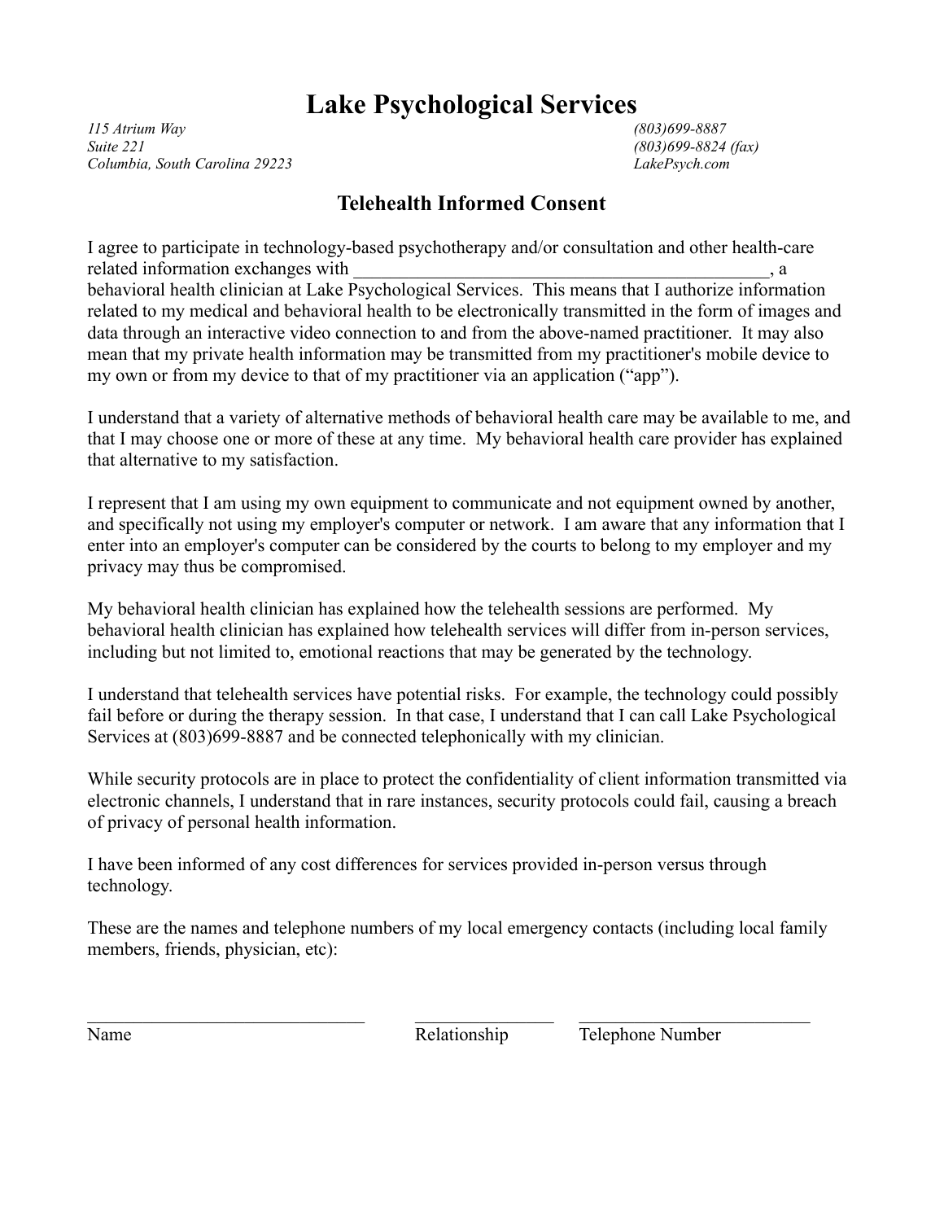# Lake Psychological Services

*115 Atrium Way*
*Suite 221*
*Columbia, South Carolina 29223*

*(803)699-8887*
*(803)699-8824 (fax)*
*LakePsych.com*

## Telehealth Informed Consent

I agree to participate in technology-based psychotherapy and/or consultation and other health-care related information exchanges with ______________________________________________, a behavioral health clinician at Lake Psychological Services. This means that I authorize information related to my medical and behavioral health to be electronically transmitted in the form of images and data through an interactive video connection to and from the above-named practitioner. It may also mean that my private health information may be transmitted from my practitioner's mobile device to my own or from my device to that of my practitioner via an application ("app").

I understand that a variety of alternative methods of behavioral health care may be available to me, and that I may choose one or more of these at any time. My behavioral health care provider has explained that alternative to my satisfaction.

I represent that I am using my own equipment to communicate and not equipment owned by another, and specifically not using my employer's computer or network. I am aware that any information that I enter into an employer's computer can be considered by the courts to belong to my employer and my privacy may thus be compromised.

My behavioral health clinician has explained how the telehealth sessions are performed. My behavioral health clinician has explained how telehealth services will differ from in-person services, including but not limited to, emotional reactions that may be generated by the technology.

I understand that telehealth services have potential risks. For example, the technology could possibly fail before or during the therapy session. In that case, I understand that I can call Lake Psychological Services at (803)699-8887 and be connected telephonically with my clinician.

While security protocols are in place to protect the confidentiality of client information transmitted via electronic channels, I understand that in rare instances, security protocols could fail, causing a breach of privacy of personal health information.

I have been informed of any cost differences for services provided in-person versus through technology.

These are the names and telephone numbers of my local emergency contacts (including local family members, friends, physician, etc):

| Name | Relationship | Telephone Number |
| --- | --- | --- |
| | | |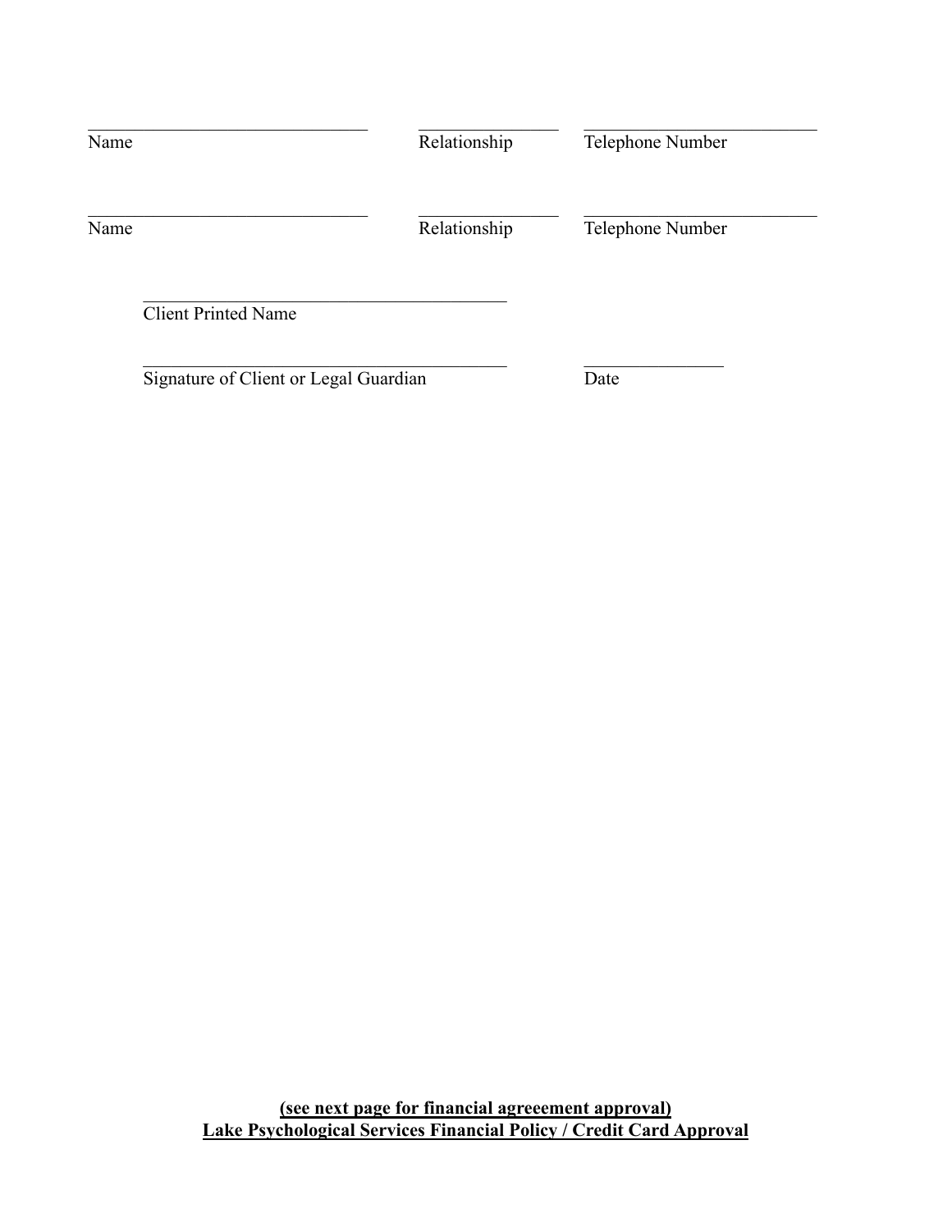| Name | Relationship | Telephone Number |
|---|---|---|
| ______________________________ | _______________ | _________________________ |
| ______________________________ | _______________ | _________________________ |

_______________________________________
Client Printed Name

_______________________________________ _______________
Signature of Client or Legal Guardian Date

**(see next page for financial agreeement approval)**
**Lake Psychological Services Financial Policy / Credit Card Approval**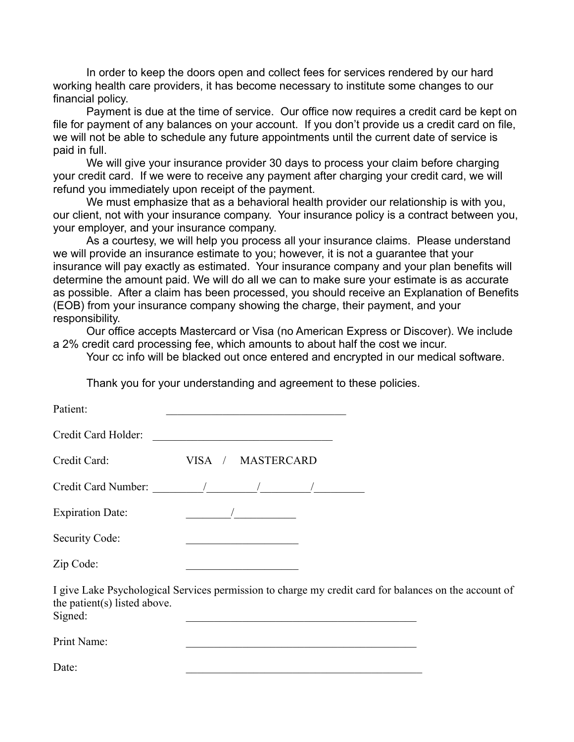In order to keep the doors open and collect fees for services rendered by our hard working health care providers, it has become necessary to institute some changes to our financial policy.

Payment is due at the time of service. Our office now requires a credit card be kept on file for payment of any balances on your account. If you don't provide us a credit card on file, we will not be able to schedule any future appointments until the current date of service is paid in full.

We will give your insurance provider 30 days to process your claim before charging your credit card. If we were to receive any payment after charging your credit card, we will refund you immediately upon receipt of the payment.

We must emphasize that as a behavioral health provider our relationship is with you, our client, not with your insurance company. Your insurance policy is a contract between you, your employer, and your insurance company.

As a courtesy, we will help you process all your insurance claims. Please understand we will provide an insurance estimate to you; however, it is not a guarantee that your insurance will pay exactly as estimated. Your insurance company and your plan benefits will determine the amount paid. We will do all we can to make sure your estimate is as accurate as possible. After a claim has been processed, you should receive an Explanation of Benefits (EOB) from your insurance company showing the charge, their payment, and your responsibility.

Our office accepts Mastercard or Visa (no American Express or Discover). We include a 2% credit card processing fee, which amounts to about half the cost we incur.

Your cc info will be blacked out once entered and encrypted in our medical software.

Thank you for your understanding and agreement to these policies.

Patient: ________________________________

Credit Card Holder: ________________________________

Credit Card: VISA / MASTERCARD

Credit Card Number: _________/_________/_________/_________

Expiration Date: ________/___________

Security Code: ____________________

Zip Code: ____________________

I give Lake Psychological Services permission to charge my credit card for balances on the account of the patient(s) listed above.

Signed: __________________________________________

Print Name: __________________________________________

Date: __________________________________________